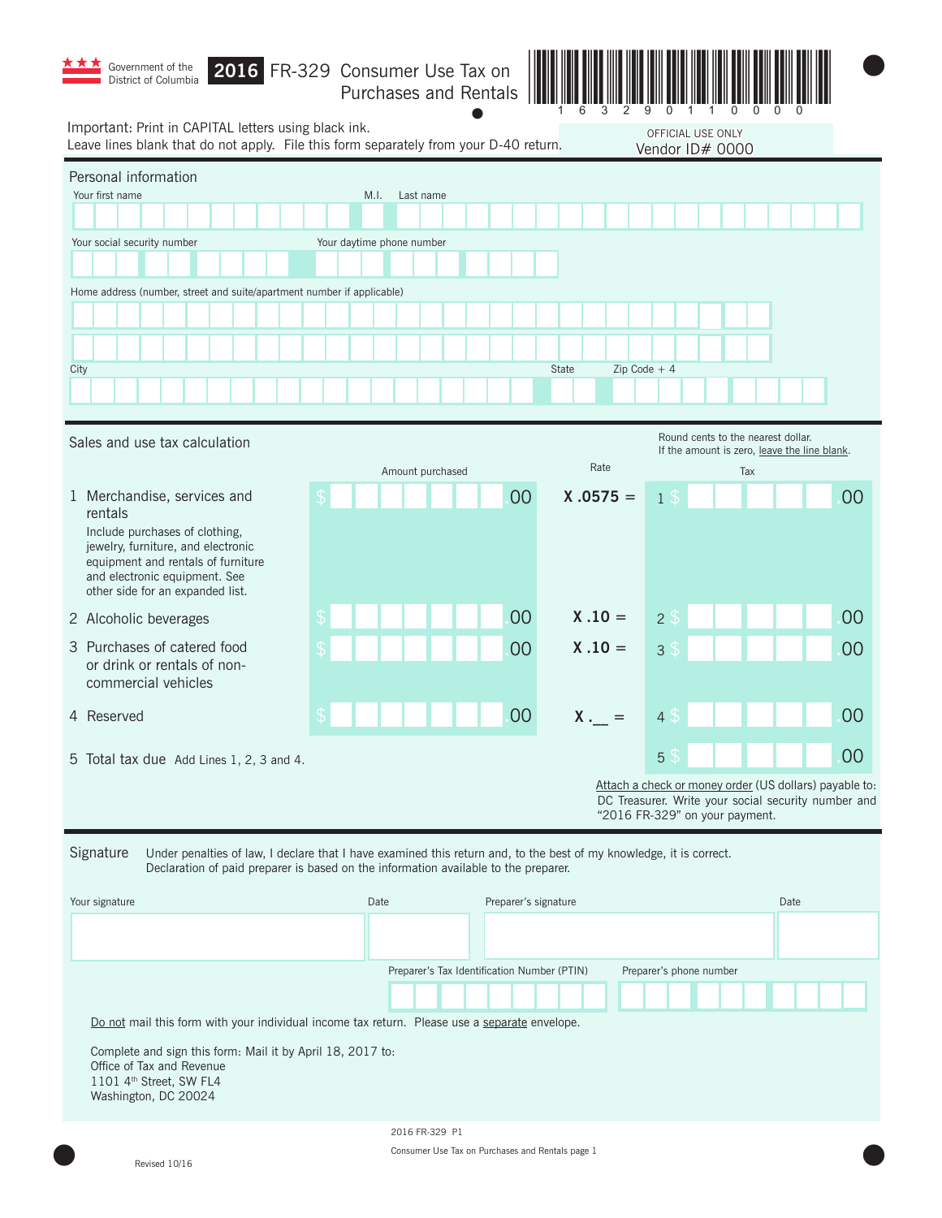Government of the District of Columbia

# 2016 FR-329 Consumer Use Tax on Purchases and Rentals

1 6 3 2 9 0 1 1 0 0 0 0

Important: Print in CAPITAL letters using black ink.
Leave lines blank that do not apply. File this form separately from your D-40 return.

OFFICIAL USE ONLY
Vendor ID# 0000

## Personal information

Your first name | M.I. | Last name

Your social security number | Your daytime phone number

Home address (number, street and suite/apartment number if applicable)

City | State | Zip Code + 4

## Sales and use tax calculation

Round cents to the nearest dollar.
If the amount is zero, leave the line blank.

| | Amount purchased | Rate | Tax |
|---|---|---|---|
| 1 Merchandise, services and rentals<br>Include purchases of clothing, jewelry, furniture, and electronic equipment and rentals of furniture and electronic equipment. See other side for an expanded list. | $ .00 | X .0575 = | 1 $ .00 |
| 2 Alcoholic beverages | $ .00 | X .10 = | 2 $ .00 |
| 3 Purchases of catered food or drink or rentals of non-commercial vehicles | $ .00 | X .10 = | 3 $ .00 |
| 4 Reserved | $ .00 | X .__ = | 4 $ .00 |
| 5 Total tax due Add Lines 1, 2, 3 and 4. | | | 5 $ .00 |

Attach a check or money order (US dollars) payable to: DC Treasurer. Write your social security number and "2016 FR-329" on your payment.

## Signature

Under penalties of law, I declare that I have examined this return and, to the best of my knowledge, it is correct. Declaration of paid preparer is based on the information available to the preparer.

Your signature | Date | Preparer's signature | Date

Preparer's Tax Identification Number (PTIN) | Preparer's phone number

Do not mail this form with your individual income tax return. Please use a separate envelope.

Complete and sign this form: Mail it by April 18, 2017 to:
Office of Tax and Revenue
1101 4th Street, SW FL4
Washington, DC 20024

Revised 10/16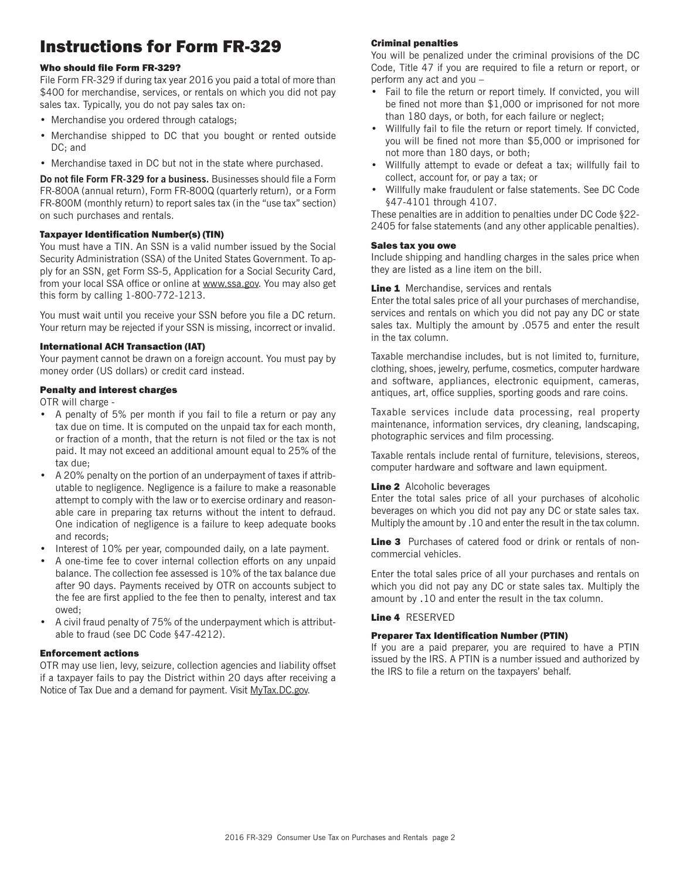# Instructions for Form FR-329

### Who should file Form FR-329?

File Form FR-329 if during tax year 2016 you paid a total of more than $400 for merchandise, services, or rentals on which you did not pay sales tax. Typically, you do not pay sales tax on:

- Merchandise you ordered through catalogs;
- Merchandise shipped to DC that you bought or rented outside DC; and
- Merchandise taxed in DC but not in the state where purchased.

**Do not file Form FR-329 for a business.** Businesses should file a Form FR-800A (annual return), Form FR-800Q (quarterly return), or a Form FR-800M (monthly return) to report sales tax (in the "use tax" section) on such purchases and rentals.

### Taxpayer Identification Number(s) (TIN)

You must have a TIN. An SSN is a valid number issued by the Social Security Administration (SSA) of the United States Government. To apply for an SSN, get Form SS-5, Application for a Social Security Card, from your local SSA office or online at www.ssa.gov. You may also get this form by calling 1-800-772-1213.

You must wait until you receive your SSN before you file a DC return. Your return may be rejected if your SSN is missing, incorrect or invalid.

### International ACH Transaction (IAT)

Your payment cannot be drawn on a foreign account. You must pay by money order (US dollars) or credit card instead.

### Penalty and interest charges

OTR will charge -

- A penalty of 5% per month if you fail to file a return or pay any tax due on time. It is computed on the unpaid tax for each month, or fraction of a month, that the return is not filed or the tax is not paid. It may not exceed an additional amount equal to 25% of the tax due;
- A 20% penalty on the portion of an underpayment of taxes if attributable to negligence. Negligence is a failure to make a reasonable attempt to comply with the law or to exercise ordinary and reasonable care in preparing tax returns without the intent to defraud. One indication of negligence is a failure to keep adequate books and records;
- Interest of 10% per year, compounded daily, on a late payment.
- A one-time fee to cover internal collection efforts on any unpaid balance. The collection fee assessed is 10% of the tax balance due after 90 days. Payments received by OTR on accounts subject to the fee are first applied to the fee then to penalty, interest and tax owed;
- A civil fraud penalty of 75% of the underpayment which is attributable to fraud (see DC Code §47-4212).

### Enforcement actions

OTR may use lien, levy, seizure, collection agencies and liability offset if a taxpayer fails to pay the District within 20 days after receiving a Notice of Tax Due and a demand for payment. Visit MyTax.DC.gov.

### Criminal penalties

You will be penalized under the criminal provisions of the DC Code, Title 47 if you are required to file a return or report, or perform any act and you –

- Fail to file the return or report timely. If convicted, you will be fined not more than $1,000 or imprisoned for not more than 180 days, or both, for each failure or neglect;
- Willfully fail to file the return or report timely. If convicted, you will be fined not more than $5,000 or imprisoned for not more than 180 days, or both;
- Willfully attempt to evade or defeat a tax; willfully fail to collect, account for, or pay a tax; or
- Willfully make fraudulent or false statements. See DC Code §47-4101 through 4107.

These penalties are in addition to penalties under DC Code §22-2405 for false statements (and any other applicable penalties).

### Sales tax you owe

Include shipping and handling charges in the sales price when they are listed as a line item on the bill.

**Line 1** Merchandise, services and rentals

Enter the total sales price of all your purchases of merchandise, services and rentals on which you did not pay any DC or state sales tax. Multiply the amount by .0575 and enter the result in the tax column.

Taxable merchandise includes, but is not limited to, furniture, clothing, shoes, jewelry, perfume, cosmetics, computer hardware and software, appliances, electronic equipment, cameras, antiques, art, office supplies, sporting goods and rare coins.

Taxable services include data processing, real property maintenance, information services, dry cleaning, landscaping, photographic services and film processing.

Taxable rentals include rental of furniture, televisions, stereos, computer hardware and software and lawn equipment.

**Line 2** Alcoholic beverages

Enter the total sales price of all your purchases of alcoholic beverages on which you did not pay any DC or state sales tax. Multiply the amount by .10 and enter the result in the tax column.

**Line 3** Purchases of catered food or drink or rentals of non-commercial vehicles.

Enter the total sales price of all your purchases and rentals on which you did not pay any DC or state sales tax. Multiply the amount by .10 and enter the result in the tax column.

**Line 4** RESERVED

### Preparer Tax Identification Number (PTIN)

If you are a paid preparer, you are required to have a PTIN issued by the IRS. A PTIN is a number issued and authorized by the IRS to file a return on the taxpayers' behalf.